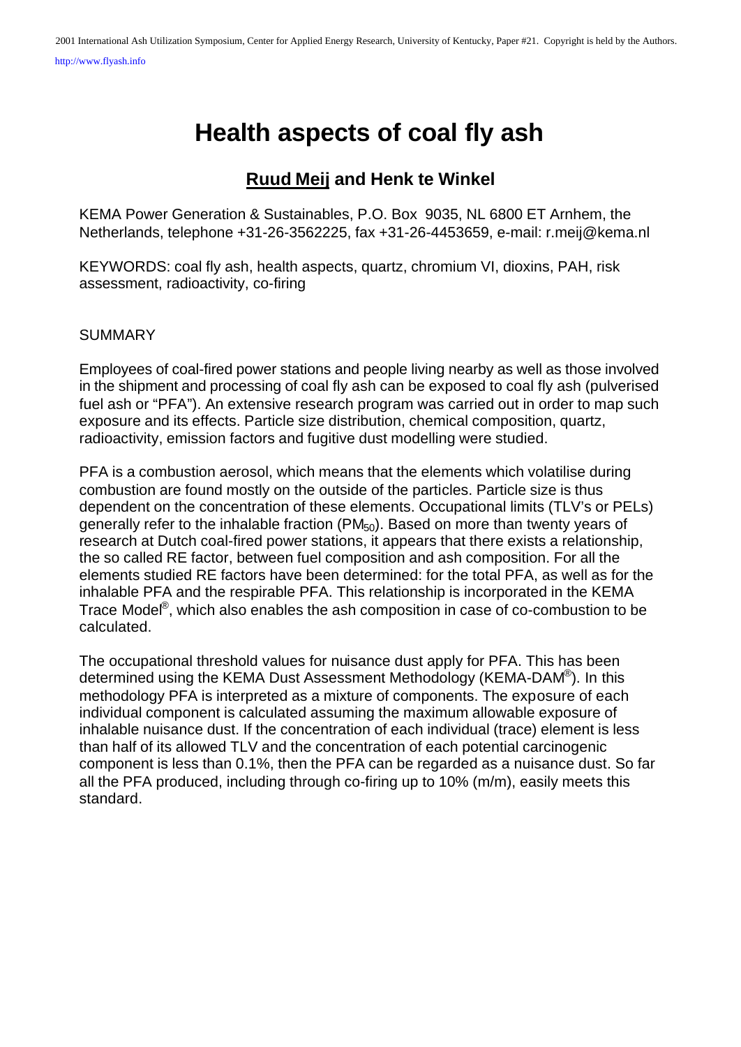# Health aspects of coal fly ash

## Ruud Meij and Henk te Winkel

KEMA Power Generation & Sustainables, P.O. Box 9035, NL 6800 ET Arnhem, the Netherlands, telephone +31-26-3562225, fax +31-26-4453659, e-mail: r.meij@kema.nl

KEYWORDS: coal fly ash, health aspects, quartz, chromium VI, dioxins, PAH, risk assessment, radioactivity, co-firing

SUMMARY

Employees of coal-fired power stations and people living nearby as well as those involved in the shipment and processing of coal fly ash can be exposed to coal fly ash (pulverised fuel ash or "PFA"). An extensive research program was carried out in order to map such exposure and its effects. Particle size distribution, chemical composition, quartz, radioactivity, emission factors and fugitive dust modelling were studied.

PFA is a combustion aerosol, which means that the elements which volatilise during combustion are found mostly on the outside of the particles. Particle size is thus dependent on the concentration of these elements. Occupational limits (TLV's or PELs) generally refer to the inhalable fraction ($PM_{50}$). Based on more than twenty years of research at Dutch coal-fired power stations, it appears that there exists a relationship, the so called RE factor, between fuel composition and ash composition. For all the elements studied RE factors have been determined: for the total PFA, as well as for the inhalable PFA and the respirable PFA. This relationship is incorporated in the KEMA Trace Model®, which also enables the ash composition in case of co-combustion to be calculated.

The occupational threshold values for nuisance dust apply for PFA. This has been determined using the KEMA Dust Assessment Methodology (KEMA-DAM®). In this methodology PFA is interpreted as a mixture of components. The exposure of each individual component is calculated assuming the maximum allowable exposure of inhalable nuisance dust. If the concentration of each individual (trace) element is less than half of its allowed TLV and the concentration of each potential carcinogenic component is less than 0.1%, then the PFA can be regarded as a nuisance dust. So far all the PFA produced, including through co-firing up to 10% (m/m), easily meets this standard.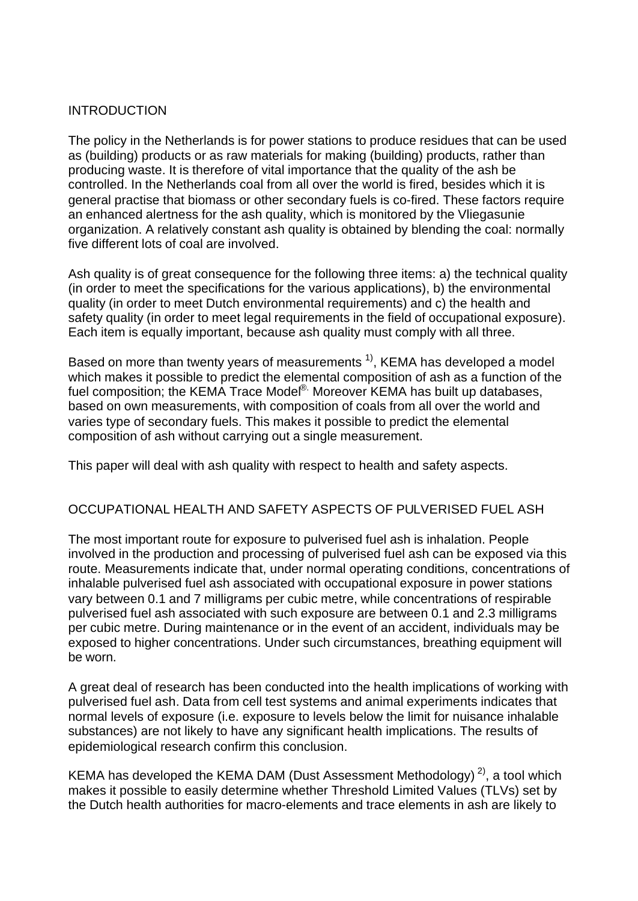## INTRODUCTION

The policy in the Netherlands is for power stations to produce residues that can be used as (building) products or as raw materials for making (building) products, rather than producing waste. It is therefore of vital importance that the quality of the ash be controlled. In the Netherlands coal from all over the world is fired, besides which it is general practise that biomass or other secondary fuels is co-fired. These factors require an enhanced alertness for the ash quality, which is monitored by the Vliegasunie organization. A relatively constant ash quality is obtained by blending the coal: normally five different lots of coal are involved.

Ash quality is of great consequence for the following three items: a) the technical quality (in order to meet the specifications for the various applications), b) the environmental quality (in order to meet Dutch environmental requirements) and c) the health and safety quality (in order to meet legal requirements in the field of occupational exposure). Each item is equally important, because ash quality must comply with all three.

Based on more than twenty years of measurements [1)], KEMA has developed a model which makes it possible to predict the elemental composition of ash as a function of the fuel composition; the KEMA Trace Model®. Moreover KEMA has built up databases, based on own measurements, with composition of coals from all over the world and varies type of secondary fuels. This makes it possible to predict the elemental composition of ash without carrying out a single measurement.

This paper will deal with ash quality with respect to health and safety aspects.

## OCCUPATIONAL HEALTH AND SAFETY ASPECTS OF PULVERISED FUEL ASH

The most important route for exposure to pulverised fuel ash is inhalation. People involved in the production and processing of pulverised fuel ash can be exposed via this route. Measurements indicate that, under normal operating conditions, concentrations of inhalable pulverised fuel ash associated with occupational exposure in power stations vary between 0.1 and 7 milligrams per cubic metre, while concentrations of respirable pulverised fuel ash associated with such exposure are between 0.1 and 2.3 milligrams per cubic metre. During maintenance or in the event of an accident, individuals may be exposed to higher concentrations. Under such circumstances, breathing equipment will be worn.

A great deal of research has been conducted into the health implications of working with pulverised fuel ash. Data from cell test systems and animal experiments indicates that normal levels of exposure (i.e. exposure to levels below the limit for nuisance inhalable substances) are not likely to have any significant health implications. The results of epidemiological research confirm this conclusion.

KEMA has developed the KEMA DAM (Dust Assessment Methodology) [2)], a tool which makes it possible to easily determine whether Threshold Limited Values (TLVs) set by the Dutch health authorities for macro-elements and trace elements in ash are likely to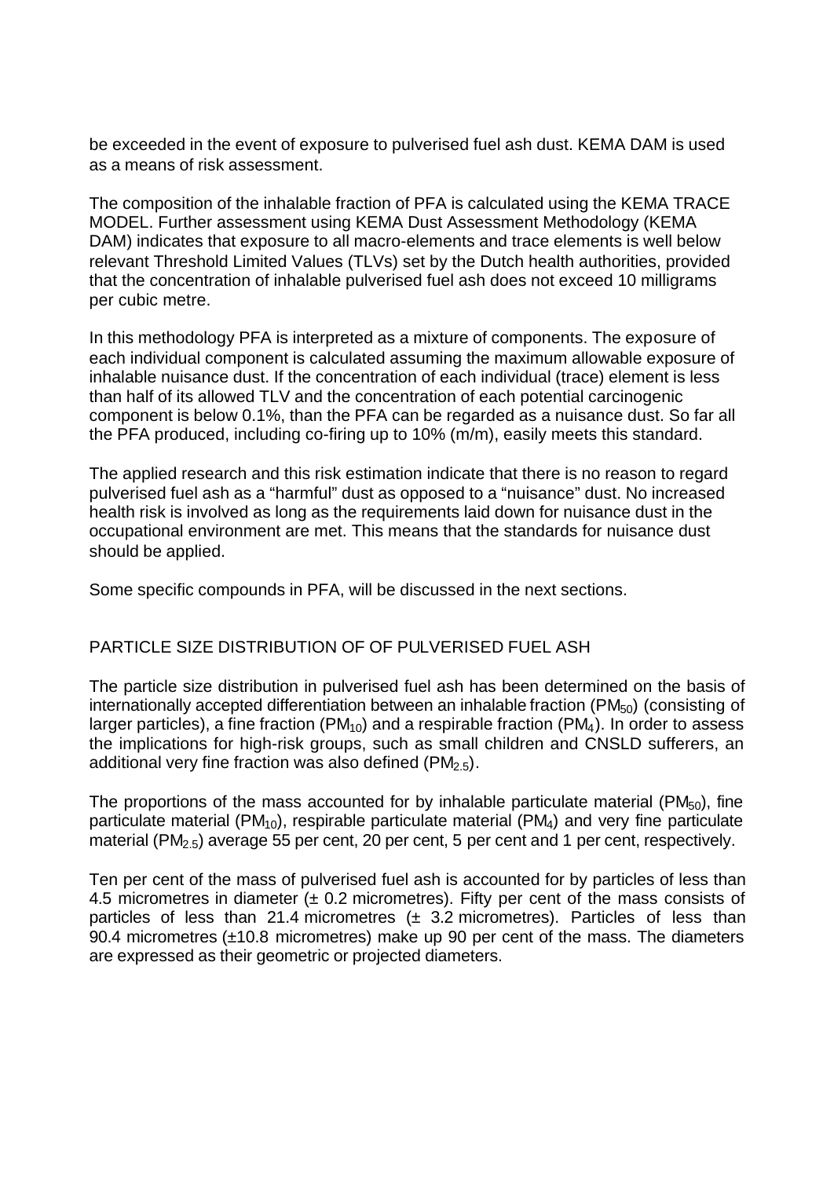be exceeded in the event of exposure to pulverised fuel ash dust. KEMA DAM is used as a means of risk assessment.

The composition of the inhalable fraction of PFA is calculated using the KEMA TRACE MODEL. Further assessment using KEMA Dust Assessment Methodology (KEMA DAM) indicates that exposure to all macro-elements and trace elements is well below relevant Threshold Limited Values (TLVs) set by the Dutch health authorities, provided that the concentration of inhalable pulverised fuel ash does not exceed 10 milligrams per cubic metre.

In this methodology PFA is interpreted as a mixture of components. The exposure of each individual component is calculated assuming the maximum allowable exposure of inhalable nuisance dust. If the concentration of each individual (trace) element is less than half of its allowed TLV and the concentration of each potential carcinogenic component is below 0.1%, than the PFA can be regarded as a nuisance dust. So far all the PFA produced, including co-firing up to 10% (m/m), easily meets this standard.

The applied research and this risk estimation indicate that there is no reason to regard pulverised fuel ash as a "harmful" dust as opposed to a "nuisance" dust. No increased health risk is involved as long as the requirements laid down for nuisance dust in the occupational environment are met. This means that the standards for nuisance dust should be applied.

Some specific compounds in PFA, will be discussed in the next sections.

## PARTICLE SIZE DISTRIBUTION OF OF PULVERISED FUEL ASH

The particle size distribution in pulverised fuel ash has been determined on the basis of internationally accepted differentiation between an inhalable fraction ($PM_{50}$) (consisting of larger particles), a fine fraction ($PM_{10}$) and a respirable fraction ($PM_{4}$). In order to assess the implications for high-risk groups, such as small children and CNSLD sufferers, an additional very fine fraction was also defined ($PM_{2.5}$).

The proportions of the mass accounted for by inhalable particulate material ($PM_{50}$), fine particulate material ($PM_{10}$), respirable particulate material ($PM_{4}$) and very fine particulate material ($PM_{2.5}$) average 55 per cent, 20 per cent, 5 per cent and 1 per cent, respectively.

Ten per cent of the mass of pulverised fuel ash is accounted for by particles of less than 4.5 micrometres in diameter (± 0.2 micrometres). Fifty per cent of the mass consists of particles of less than 21.4 micrometres (± 3.2 micrometres). Particles of less than 90.4 micrometres (±10.8 micrometres) make up 90 per cent of the mass. The diameters are expressed as their geometric or projected diameters.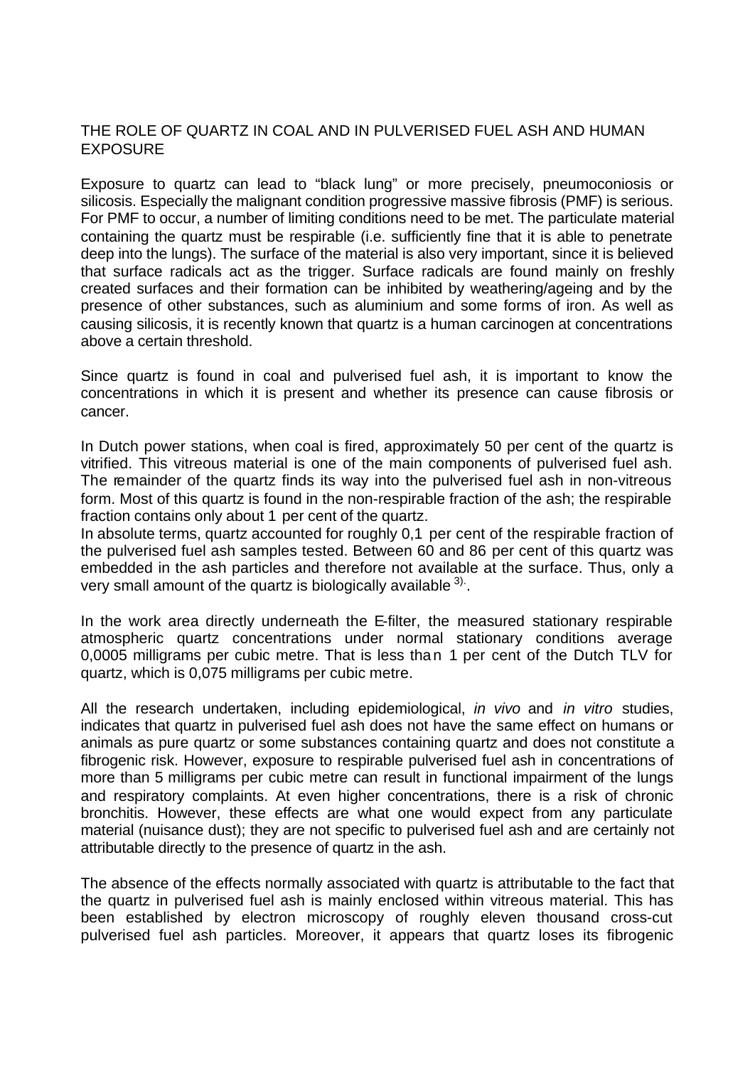## THE ROLE OF QUARTZ IN COAL AND IN PULVERISED FUEL ASH AND HUMAN EXPOSURE

Exposure to quartz can lead to "black lung" or more precisely, pneumoconiosis or silicosis. Especially the malignant condition progressive massive fibrosis (PMF) is serious. For PMF to occur, a number of limiting conditions need to be met. The particulate material containing the quartz must be respirable (i.e. sufficiently fine that it is able to penetrate deep into the lungs). The surface of the material is also very important, since it is believed that surface radicals act as the trigger. Surface radicals are found mainly on freshly created surfaces and their formation can be inhibited by weathering/ageing and by the presence of other substances, such as aluminium and some forms of iron. As well as causing silicosis, it is recently known that quartz is a human carcinogen at concentrations above a certain threshold.

Since quartz is found in coal and pulverised fuel ash, it is important to know the concentrations in which it is present and whether its presence can cause fibrosis or cancer.

In Dutch power stations, when coal is fired, approximately 50 per cent of the quartz is vitrified. This vitreous material is one of the main components of pulverised fuel ash. The remainder of the quartz finds its way into the pulverised fuel ash in non-vitreous form. Most of this quartz is found in the non-respirable fraction of the ash; the respirable fraction contains only about 1 per cent of the quartz.
In absolute terms, quartz accounted for roughly 0,1 per cent of the respirable fraction of the pulverised fuel ash samples tested. Between 60 and 86 per cent of this quartz was embedded in the ash particles and therefore not available at the surface. Thus, only a very small amount of the quartz is biologically available [3].

In the work area directly underneath the E-filter, the measured stationary respirable atmospheric quartz concentrations under normal stationary conditions average 0,0005 milligrams per cubic metre. That is less than 1 per cent of the Dutch TLV for quartz, which is 0,075 milligrams per cubic metre.

All the research undertaken, including epidemiological, *in vivo* and *in vitro* studies, indicates that quartz in pulverised fuel ash does not have the same effect on humans or animals as pure quartz or some substances containing quartz and does not constitute a fibrogenic risk. However, exposure to respirable pulverised fuel ash in concentrations of more than 5 milligrams per cubic metre can result in functional impairment of the lungs and respiratory complaints. At even higher concentrations, there is a risk of chronic bronchitis. However, these effects are what one would expect from any particulate material (nuisance dust); they are not specific to pulverised fuel ash and are certainly not attributable directly to the presence of quartz in the ash.

The absence of the effects normally associated with quartz is attributable to the fact that the quartz in pulverised fuel ash is mainly enclosed within vitreous material. This has been established by electron microscopy of roughly eleven thousand cross-cut pulverised fuel ash particles. Moreover, it appears that quartz loses its fibrogenic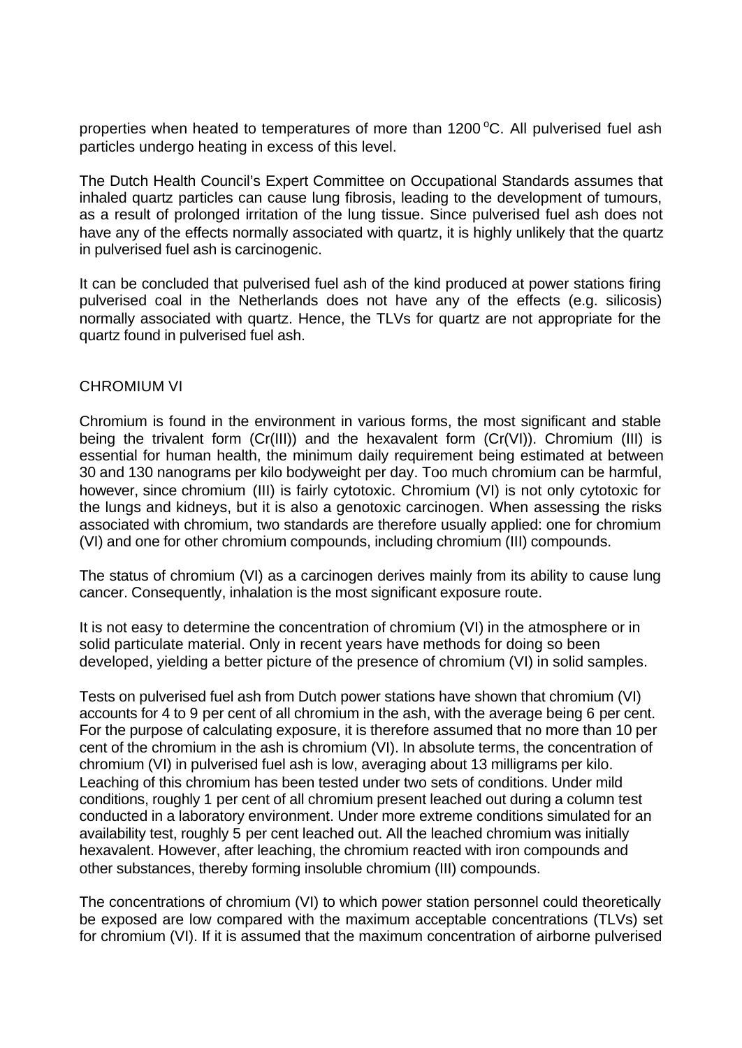properties when heated to temperatures of more than 1200 $^oC$. All pulverised fuel ash particles undergo heating in excess of this level.

The Dutch Health Council's Expert Committee on Occupational Standards assumes that inhaled quartz particles can cause lung fibrosis, leading to the development of tumours, as a result of prolonged irritation of the lung tissue. Since pulverised fuel ash does not have any of the effects normally associated with quartz, it is highly unlikely that the quartz in pulverised fuel ash is carcinogenic.

It can be concluded that pulverised fuel ash of the kind produced at power stations firing pulverised coal in the Netherlands does not have any of the effects (e.g. silicosis) normally associated with quartz. Hence, the TLVs for quartz are not appropriate for the quartz found in pulverised fuel ash.

## CHROMIUM VI

Chromium is found in the environment in various forms, the most significant and stable being the trivalent form (Cr(III)) and the hexavalent form (Cr(VI)). Chromium (III) is essential for human health, the minimum daily requirement being estimated at between 30 and 130 nanograms per kilo bodyweight per day. Too much chromium can be harmful, however, since chromium (III) is fairly cytotoxic. Chromium (VI) is not only cytotoxic for the lungs and kidneys, but it is also a genotoxic carcinogen. When assessing the risks associated with chromium, two standards are therefore usually applied: one for chromium (VI) and one for other chromium compounds, including chromium (III) compounds.

The status of chromium (VI) as a carcinogen derives mainly from its ability to cause lung cancer. Consequently, inhalation is the most significant exposure route.

It is not easy to determine the concentration of chromium (VI) in the atmosphere or in solid particulate material. Only in recent years have methods for doing so been developed, yielding a better picture of the presence of chromium (VI) in solid samples.

Tests on pulverised fuel ash from Dutch power stations have shown that chromium (VI) accounts for 4 to 9 per cent of all chromium in the ash, with the average being 6 per cent. For the purpose of calculating exposure, it is therefore assumed that no more than 10 per cent of the chromium in the ash is chromium (VI). In absolute terms, the concentration of chromium (VI) in pulverised fuel ash is low, averaging about 13 milligrams per kilo. Leaching of this chromium has been tested under two sets of conditions. Under mild conditions, roughly 1 per cent of all chromium present leached out during a column test conducted in a laboratory environment. Under more extreme conditions simulated for an availability test, roughly 5 per cent leached out. All the leached chromium was initially hexavalent. However, after leaching, the chromium reacted with iron compounds and other substances, thereby forming insoluble chromium (III) compounds.

The concentrations of chromium (VI) to which power station personnel could theoretically be exposed are low compared with the maximum acceptable concentrations (TLVs) set for chromium (VI). If it is assumed that the maximum concentration of airborne pulverised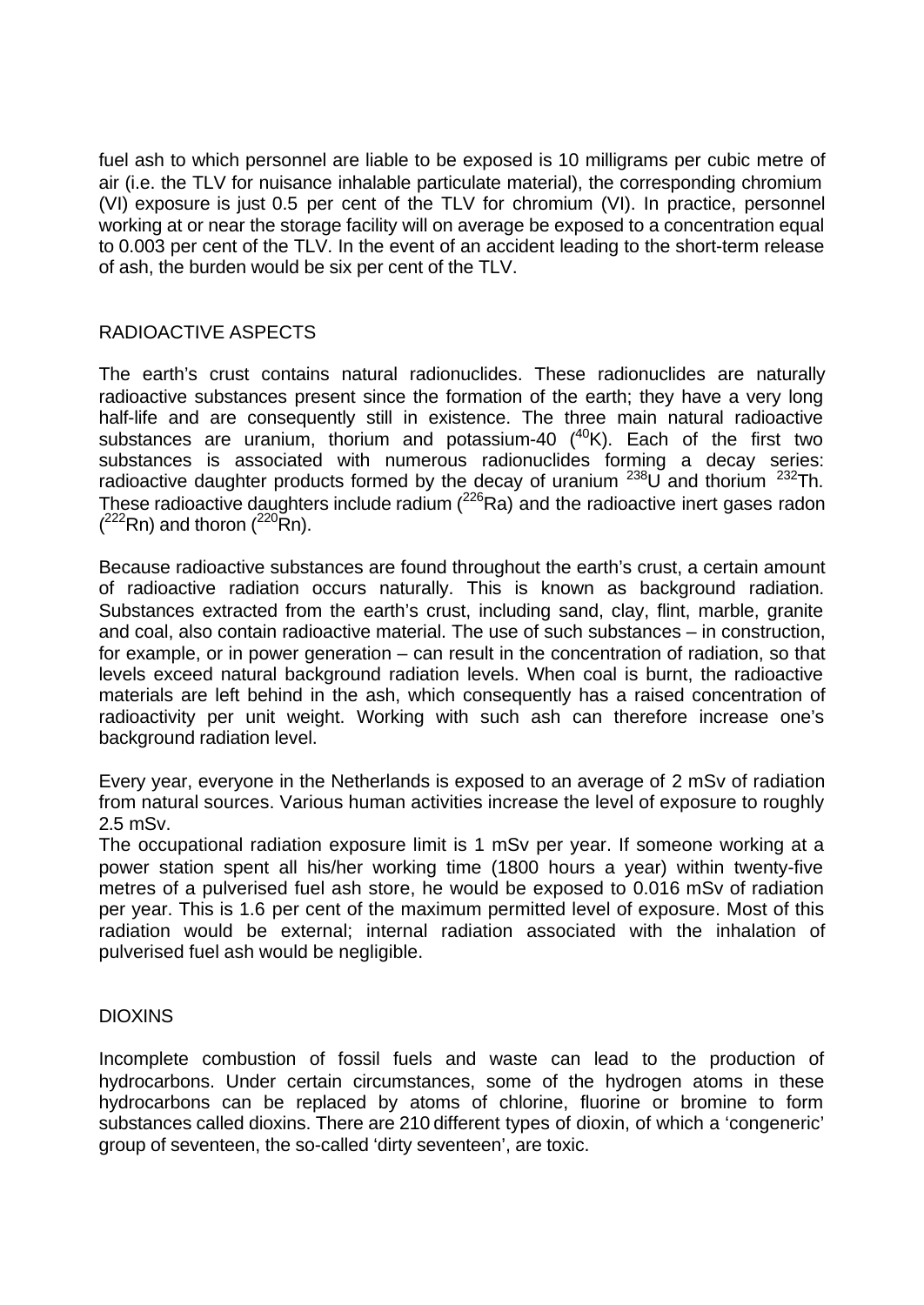fuel ash to which personnel are liable to be exposed is 10 milligrams per cubic metre of air (i.e. the TLV for nuisance inhalable particulate material), the corresponding chromium (VI) exposure is just 0.5 per cent of the TLV for chromium (VI). In practice, personnel working at or near the storage facility will on average be exposed to a concentration equal to 0.003 per cent of the TLV. In the event of an accident leading to the short-term release of ash, the burden would be six per cent of the TLV.

## RADIOACTIVE ASPECTS

The earth's crust contains natural radionuclides. These radionuclides are naturally radioactive substances present since the formation of the earth; they have a very long half-life and are consequently still in existence. The three main natural radioactive substances are uranium, thorium and potassium-40 ($^{40}K$). Each of the first two substances is associated with numerous radionuclides forming a decay series: radioactive daughter products formed by the decay of uranium $^{238}U$ and thorium $^{232}Th$. These radioactive daughters include radium ($^{226}Ra$) and the radioactive inert gases radon ($^{222}Rn$) and thoron ($^{220}Rn$).

Because radioactive substances are found throughout the earth's crust, a certain amount of radioactive radiation occurs naturally. This is known as background radiation. Substances extracted from the earth's crust, including sand, clay, flint, marble, granite and coal, also contain radioactive material. The use of such substances – in construction, for example, or in power generation – can result in the concentration of radiation, so that levels exceed natural background radiation levels. When coal is burnt, the radioactive materials are left behind in the ash, which consequently has a raised concentration of radioactivity per unit weight. Working with such ash can therefore increase one's background radiation level.

Every year, everyone in the Netherlands is exposed to an average of 2 mSv of radiation from natural sources. Various human activities increase the level of exposure to roughly 2.5 mSv.

The occupational radiation exposure limit is 1 mSv per year. If someone working at a power station spent all his/her working time (1800 hours a year) within twenty-five metres of a pulverised fuel ash store, he would be exposed to 0.016 mSv of radiation per year. This is 1.6 per cent of the maximum permitted level of exposure. Most of this radiation would be external; internal radiation associated with the inhalation of pulverised fuel ash would be negligible.

## DIOXINS

Incomplete combustion of fossil fuels and waste can lead to the production of hydrocarbons. Under certain circumstances, some of the hydrogen atoms in these hydrocarbons can be replaced by atoms of chlorine, fluorine or bromine to form substances called dioxins. There are 210 different types of dioxin, of which a 'congeneric' group of seventeen, the so-called 'dirty seventeen', are toxic.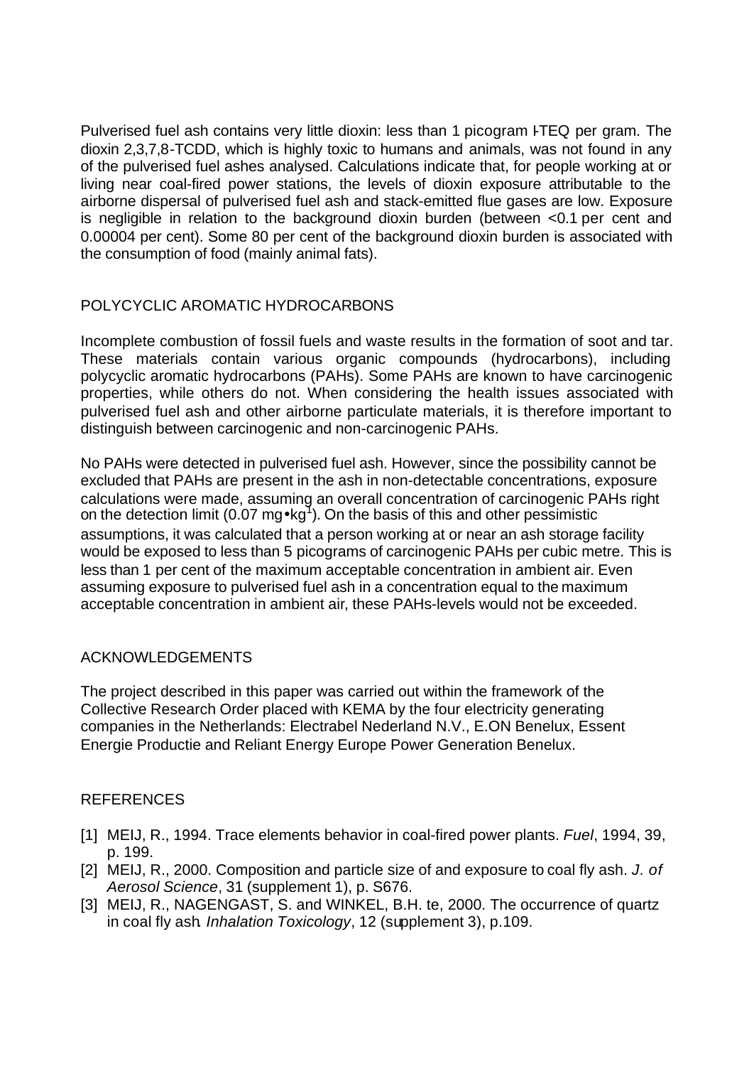Pulverised fuel ash contains very little dioxin: less than 1 picogram I-TEQ per gram. The dioxin 2,3,7,8-TCDD, which is highly toxic to humans and animals, was not found in any of the pulverised fuel ashes analysed. Calculations indicate that, for people working at or living near coal-fired power stations, the levels of dioxin exposure attributable to the airborne dispersal of pulverised fuel ash and stack-emitted flue gases are low. Exposure is negligible in relation to the background dioxin burden (between <0.1 per cent and 0.00004 per cent). Some 80 per cent of the background dioxin burden is associated with the consumption of food (mainly animal fats).

## POLYCYCLIC AROMATIC HYDROCARBONS

Incomplete combustion of fossil fuels and waste results in the formation of soot and tar. These materials contain various organic compounds (hydrocarbons), including polycyclic aromatic hydrocarbons (PAHs). Some PAHs are known to have carcinogenic properties, while others do not. When considering the health issues associated with pulverised fuel ash and other airborne particulate materials, it is therefore important to distinguish between carcinogenic and non-carcinogenic PAHs.

No PAHs were detected in pulverised fuel ash. However, since the possibility cannot be excluded that PAHs are present in the ash in non-detectable concentrations, exposure calculations were made, assuming an overall concentration of carcinogenic PAHs right on the detection limit ($0.07\ mg \bullet kg^{-1}$). On the basis of this and other pessimistic assumptions, it was calculated that a person working at or near an ash storage facility would be exposed to less than 5 picograms of carcinogenic PAHs per cubic metre. This is less than 1 per cent of the maximum acceptable concentration in ambient air. Even assuming exposure to pulverised fuel ash in a concentration equal to the maximum acceptable concentration in ambient air, these PAHs-levels would not be exceeded.

## ACKNOWLEDGEMENTS

The project described in this paper was carried out within the framework of the Collective Research Order placed with KEMA by the four electricity generating companies in the Netherlands: Electrabel Nederland N.V., E.ON Benelux, Essent Energie Productie and Reliant Energy Europe Power Generation Benelux.

## REFERENCES

[1] MEIJ, R., 1994. Trace elements behavior in coal-fired power plants. *Fuel*, 1994, 39, p. 199.

[2] MEIJ, R., 2000. Composition and particle size of and exposure to coal fly ash. *J. of Aerosol Science*, 31 (supplement 1), p. S676.

[3] MEIJ, R., NAGENGAST, S. and WINKEL, B.H. te, 2000. The occurrence of quartz in coal fly ash. *Inhalation Toxicology*, 12 (supplement 3), p.109.